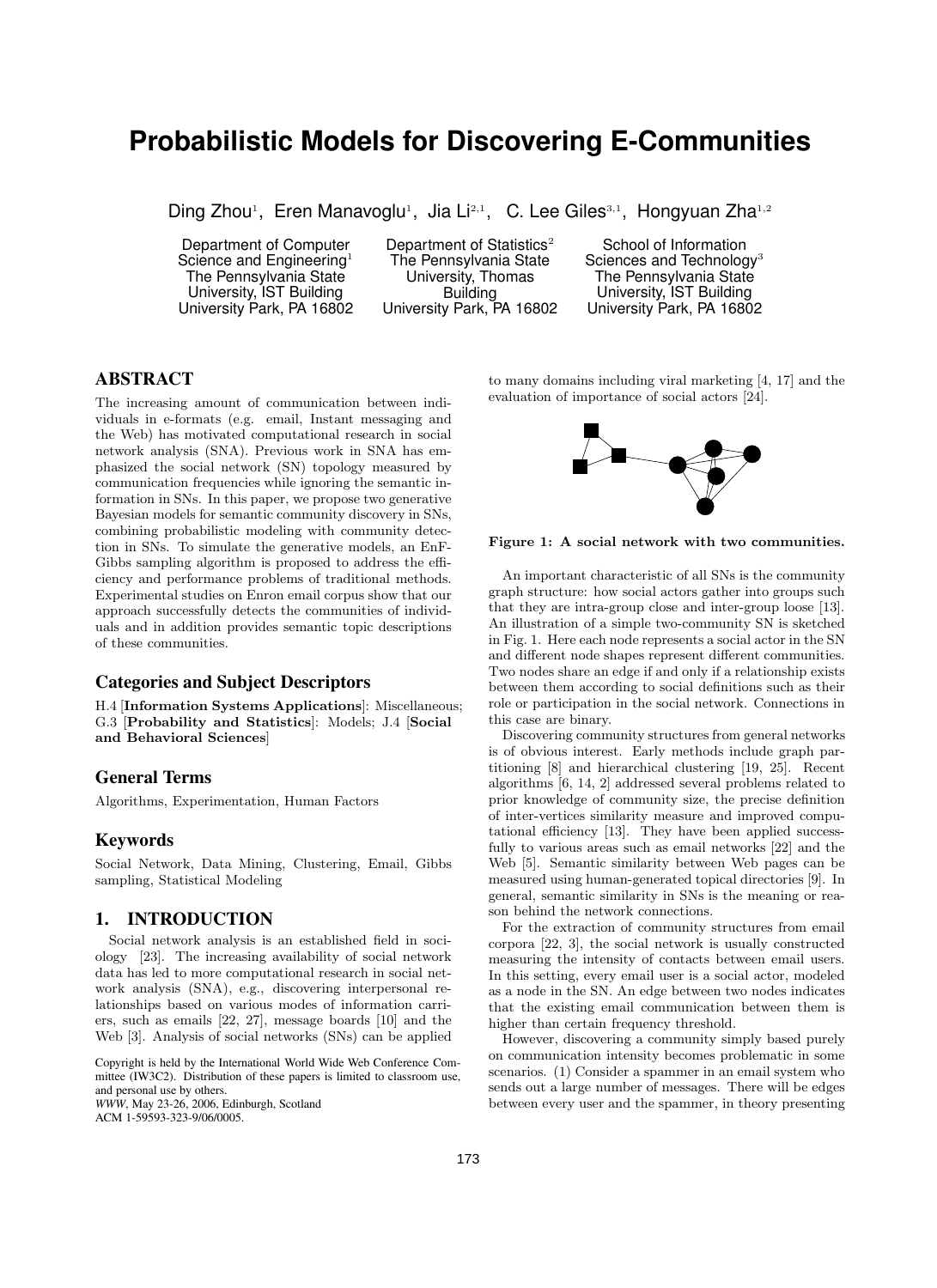# Probabilistic Models for Discovering E-Communities

Ding Zhou[1], Eren Manavoglu[1], Jia Li[2,1], C. Lee Giles[3,1], Hongyuan Zha[1,2]

Department of Computer Science and Engineering[1]
The Pennsylvania State University, IST Building
University Park, PA 16802

Department of Statistics[2]
The Pennsylvania State University, Thomas Building
University Park, PA 16802

School of Information Sciences and Technology[3]
The Pennsylvania State University, IST Building
University Park, PA 16802

## ABSTRACT

The increasing amount of communication between individuals in e-formats (e.g. email, Instant messaging and the Web) has motivated computational research in social network analysis (SNA). Previous work in SNA has emphasized the social network (SN) topology measured by communication frequencies while ignoring the semantic information in SNs. In this paper, we propose two generative Bayesian models for semantic community discovery in SNs, combining probabilistic modeling with community detection in SNs. To simulate the generative models, an EnF-Gibbs sampling algorithm is proposed to address the efficiency and performance problems of traditional methods. Experimental studies on Enron email corpus show that our approach successfully detects the communities of individuals and in addition provides semantic topic descriptions of these communities.

### Categories and Subject Descriptors

H.4 [**Information Systems Applications**]: Miscellaneous; G.3 [**Probability and Statistics**]: Models; J.4 [**Social and Behavioral Sciences**]

### General Terms

Algorithms, Experimentation, Human Factors

### Keywords

Social Network, Data Mining, Clustering, Email, Gibbs sampling, Statistical Modeling

## 1. INTRODUCTION

Social network analysis is an established field in sociology [23]. The increasing availability of social network data has led to more computational research in social network analysis (SNA), e.g., discovering interpersonal relationships based on various modes of information carriers, such as emails [22, 27], message boards [10] and the Web [3]. Analysis of social networks (SNs) can be applied to many domains including viral marketing [4, 17] and the evaluation of importance of social actors [24].

**Figure 1: A social network with two communities.**

An important characteristic of all SNs is the community graph structure: how social actors gather into groups such that they are intra-group close and inter-group loose [13]. An illustration of a simple two-community SN is sketched in Fig. 1. Here each node represents a social actor in the SN and different node shapes represent different communities. Two nodes share an edge if and only if a relationship exists between them according to social definitions such as their role or participation in the social network. Connections in this case are binary.

Discovering community structures from general networks is of obvious interest. Early methods include graph partitioning [8] and hierarchical clustering [19, 25]. Recent algorithms [6, 14, 2] addressed several problems related to prior knowledge of community size, the precise definition of inter-vertices similarity measure and improved computational efficiency [13]. They have been applied successfully to various areas such as email networks [22] and the Web [5]. Semantic similarity between Web pages can be measured using human-generated topical directories [9]. In general, semantic similarity in SNs is the meaning or reason behind the network connections.

For the extraction of community structures from email corpora [22, 3], the social network is usually constructed measuring the intensity of contacts between email users. In this setting, every email user is a social actor, modeled as a node in the SN. An edge between two nodes indicates that the existing email communication between them is higher than certain frequency threshold.

However, discovering a community simply based purely on communication intensity becomes problematic in some scenarios. (1) Consider a spammer in an email system who sends out a large number of messages. There will be edges between every user and the spammer, in theory presenting

Copyright is held by the International World Wide Web Conference Committee (IW3C2). Distribution of these papers is limited to classroom use, and personal use by others.
*WWW*, May 23-26, 2006, Edinburgh, Scotland
ACM 1-59593-323-9/06/0005.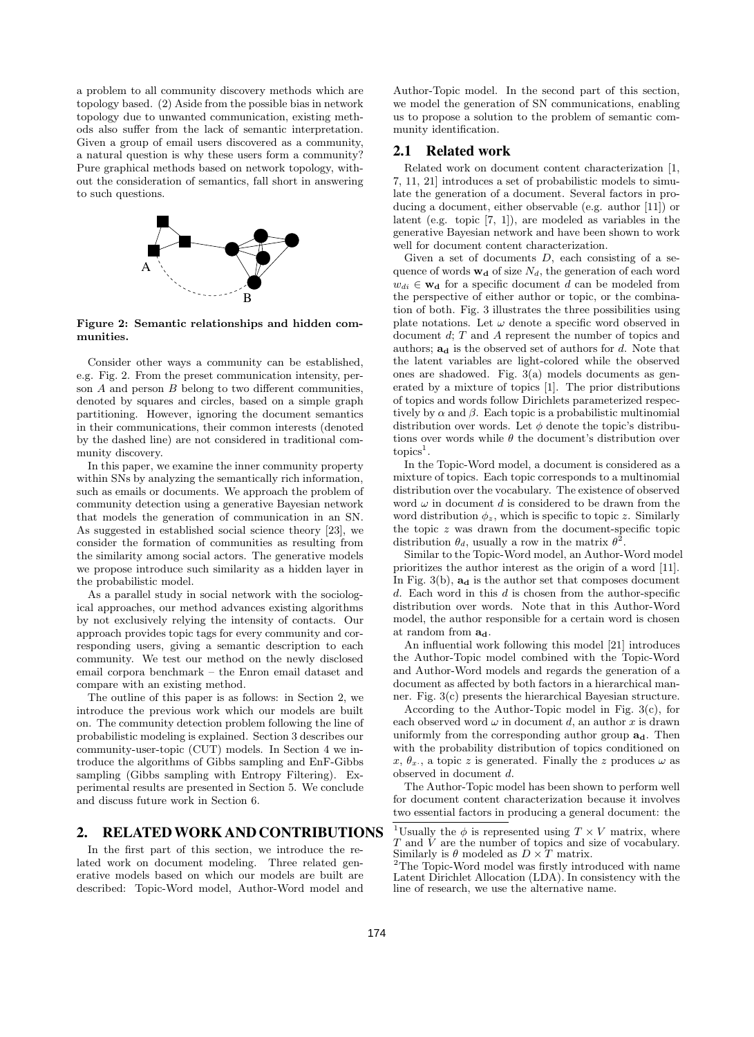a problem to all community discovery methods which are topology based. (2) Aside from the possible bias in network topology due to unwanted communication, existing methods also suffer from the lack of semantic interpretation. Given a group of email users discovered as a community, a natural question is why these users form a community? Pure graphical methods based on network topology, without the consideration of semantics, fall short in answering to such questions.

**Figure 2: Semantic relationships and hidden communities.**

Consider other ways a community can be established, e.g. Fig. 2. From the preset communication intensity, person $A$ and person $B$ belong to two different communities, denoted by squares and circles, based on a simple graph partitioning. However, ignoring the document semantics in their communications, their common interests (denoted by the dashed line) are not considered in traditional community discovery.

In this paper, we examine the inner community property within SNs by analyzing the semantically rich information, such as emails or documents. We approach the problem of community detection using a generative Bayesian network that models the generation of communication in an SN. As suggested in established social science theory [23], we consider the formation of communities as resulting from the similarity among social actors. The generative models we propose introduce such similarity as a hidden layer in the probabilistic model.

As a parallel study in social network with the sociological approaches, our method advances existing algorithms by not exclusively relying the intensity of contacts. Our approach provides topic tags for every community and corresponding users, giving a semantic description to each community. We test our method on the newly disclosed email corpora benchmark – the Enron email dataset and compare with an existing method.

The outline of this paper is as follows: in Section 2, we introduce the previous work which our models are built on. The community detection problem following the line of probabilistic modeling is explained. Section 3 describes our community-user-topic (CUT) models. In Section 4 we introduce the algorithms of Gibbs sampling and EnF-Gibbs sampling (Gibbs sampling with Entropy Filtering). Experimental results are presented in Section 5. We conclude and discuss future work in Section 6.

## 2. RELATED WORK AND CONTRIBUTIONS

In the first part of this section, we introduce the related work on document modeling. Three related generative models based on which our models are built are described: Topic-Word model, Author-Word model and Author-Topic model. In the second part of this section, we model the generation of SN communications, enabling us to propose a solution to the problem of semantic community identification.

### 2.1 Related work

Related work on document content characterization [1, 7, 11, 21] introduces a set of probabilistic models to simulate the generation of a document. Several factors in producing a document, either observable (e.g. author [11]) or latent (e.g. topic [7, 1]), are modeled as variables in the generative Bayesian network and have been shown to work well for document content characterization.

Given a set of documents $D$, each consisting of a sequence of words $\mathbf{w_d}$ of size $N_d$, the generation of each word $w_{di} \in \mathbf{w_d}$ for a specific document $d$ can be modeled from the perspective of either author or topic, or the combination of both. Fig. 3 illustrates the three possibilities using plate notations. Let $\omega$ denote a specific word observed in document $d$; $T$ and $A$ represent the number of topics and authors; $\mathbf{a_d}$ is the observed set of authors for $d$. Note that the latent variables are light-colored while the observed ones are shadowed. Fig. 3(a) models documents as generated by a mixture of topics [1]. The prior distributions of topics and words follow Dirichlets parameterized respectively by $\alpha$ and $\beta$. Each topic is a probabilistic multinomial distribution over words. Let $\phi$ denote the topic's distributions over words while $\theta$ the document's distribution over topics[1].

In the Topic-Word model, a document is considered as a mixture of topics. Each topic corresponds to a multinomial distribution over the vocabulary. The existence of observed word $\omega$ in document $d$ is considered to be drawn from the word distribution $\phi_z$, which is specific to topic $z$. Similarly the topic $z$ was drawn from the document-specific topic distribution $\theta_d$, usually a row in the matrix $\theta$[2].

Similar to the Topic-Word model, an Author-Word model prioritizes the author interest as the origin of a word [11]. In Fig. 3(b), $\mathbf{a_d}$ is the author set that composes document $d$. Each word in this $d$ is chosen from the author-specific distribution over words. Note that in this Author-Word model, the author responsible for a certain word is chosen at random from $\mathbf{a_d}$.

An influential work following this model [21] introduces the Author-Topic model combined with the Topic-Word and Author-Word models and regards the generation of a document as affected by both factors in a hierarchical manner. Fig. 3(c) presents the hierarchical Bayesian structure.

According to the Author-Topic model in Fig. 3(c), for each observed word $\omega$ in document $d$, an author $x$ is drawn uniformly from the corresponding author group $\mathbf{a_d}$. Then with the probability distribution of topics conditioned on $x$, $\theta_{x\cdot}$, a topic $z$ is generated. Finally the $z$ produces $\omega$ as observed in document $d$.

The Author-Topic model has been shown to perform well for document content characterization because it involves two essential factors in producing a general document: the

[1] Usually the $\phi$ is represented using $T \times V$ matrix, where $T$ and $V$ are the number of topics and size of vocabulary. Similarly is $\theta$ modeled as $D \times T$ matrix.

[2] The Topic-Word model was firstly introduced with name Latent Dirichlet Allocation (LDA). In consistency with the line of research, we use the alternative name.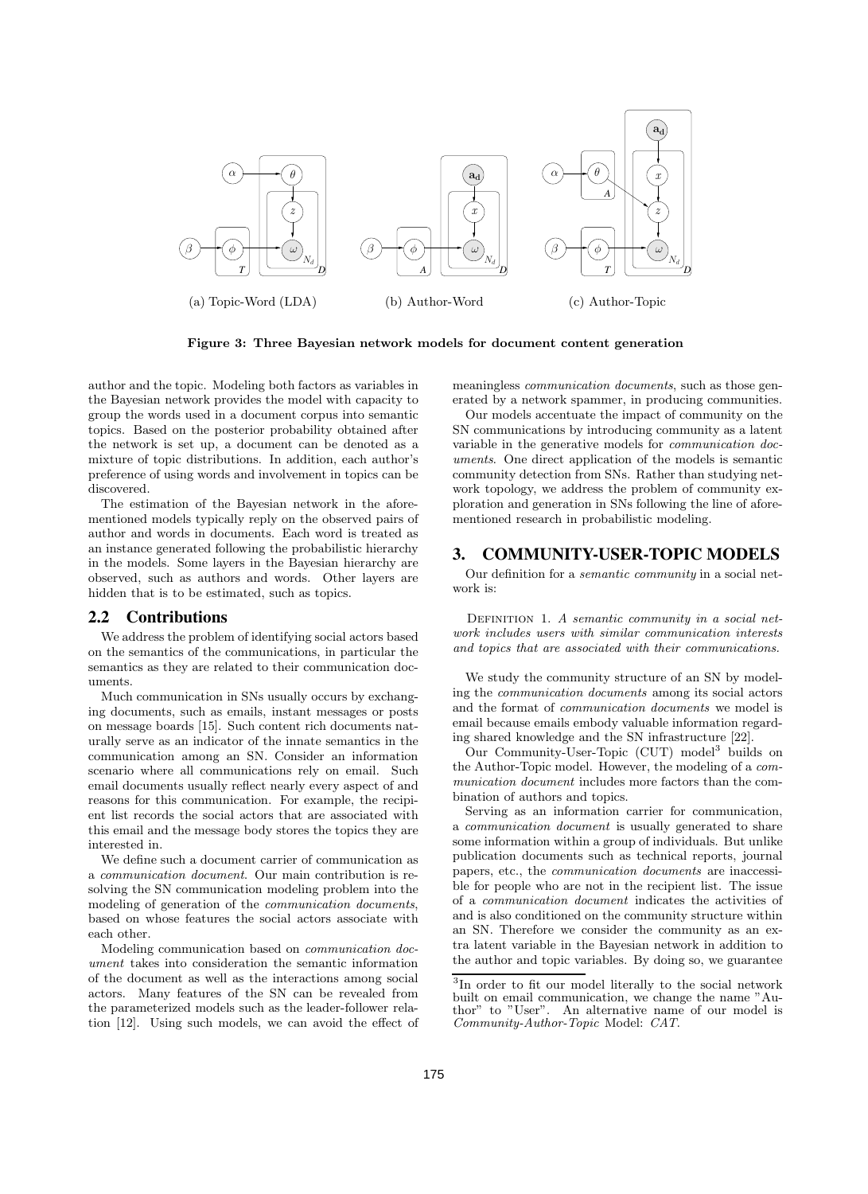(a) Topic-Word (LDA)

(b) Author-Word

(c) Author-Topic

**Figure 3: Three Bayesian network models for document content generation**

author and the topic. Modeling both factors as variables in the Bayesian network provides the model with capacity to group the words used in a document corpus into semantic topics. Based on the posterior probability obtained after the network is set up, a document can be denoted as a mixture of topic distributions. In addition, each author's preference of using words and involvement in topics can be discovered.

The estimation of the Bayesian network in the aforementioned models typically reply on the observed pairs of author and words in documents. Each word is treated as an instance generated following the probabilistic hierarchy in the models. Some layers in the Bayesian hierarchy are observed, such as authors and words. Other layers are hidden that is to be estimated, such as topics.

## 2.2 Contributions

We address the problem of identifying social actors based on the semantics of the communications, in particular the semantics as they are related to their communication documents.

Much communication in SNs usually occurs by exchanging documents, such as emails, instant messages or posts on message boards [15]. Such content rich documents naturally serve as an indicator of the innate semantics in the communication among an SN. Consider an information scenario where all communications rely on email. Such email documents usually reflect nearly every aspect of and reasons for this communication. For example, the recipient list records the social actors that are associated with this email and the message body stores the topics they are interested in.

We define such a document carrier of communication as a *communication document*. Our main contribution is resolving the SN communication modeling problem into the modeling of generation of the *communication documents*, based on whose features the social actors associate with each other.

Modeling communication based on *communication document* takes into consideration the semantic information of the document as well as the interactions among social actors. Many features of the SN can be revealed from the parameterized models such as the leader-follower relation [12]. Using such models, we can avoid the effect of meaningless *communication documents*, such as those generated by a network spammer, in producing communities.

Our models accentuate the impact of community on the SN communications by introducing community as a latent variable in the generative models for *communication documents*. One direct application of the models is semantic community detection from SNs. Rather than studying network topology, we address the problem of community exploration and generation in SNs following the line of aforementioned research in probabilistic modeling.

# 3. COMMUNITY-USER-TOPIC MODELS

Our definition for a *semantic community* in a social network is:

Definition 1. *A semantic community in a social network includes users with similar communication interests and topics that are associated with their communications.*

We study the community structure of an SN by modeling the *communication documents* among its social actors and the format of *communication documents* we model is email because emails embody valuable information regarding shared knowledge and the SN infrastructure [22].

Our Community-User-Topic (CUT) model[3] builds on the Author-Topic model. However, the modeling of a *communication document* includes more factors than the combination of authors and topics.

Serving as an information carrier for communication, a *communication document* is usually generated to share some information within a group of individuals. But unlike publication documents such as technical reports, journal papers, etc., the *communication documents* are inaccessible for people who are not in the recipient list. The issue of a *communication document* indicates the activities of and is also conditioned on the community structure within an SN. Therefore we consider the community as an extra latent variable in the Bayesian network in addition to the author and topic variables. By doing so, we guarantee

[3]In order to fit our model literally to the social network built on email communication, we change the name "Author" to "User". An alternative name of our model is *Community-Author-Topic* Model: *CAT*.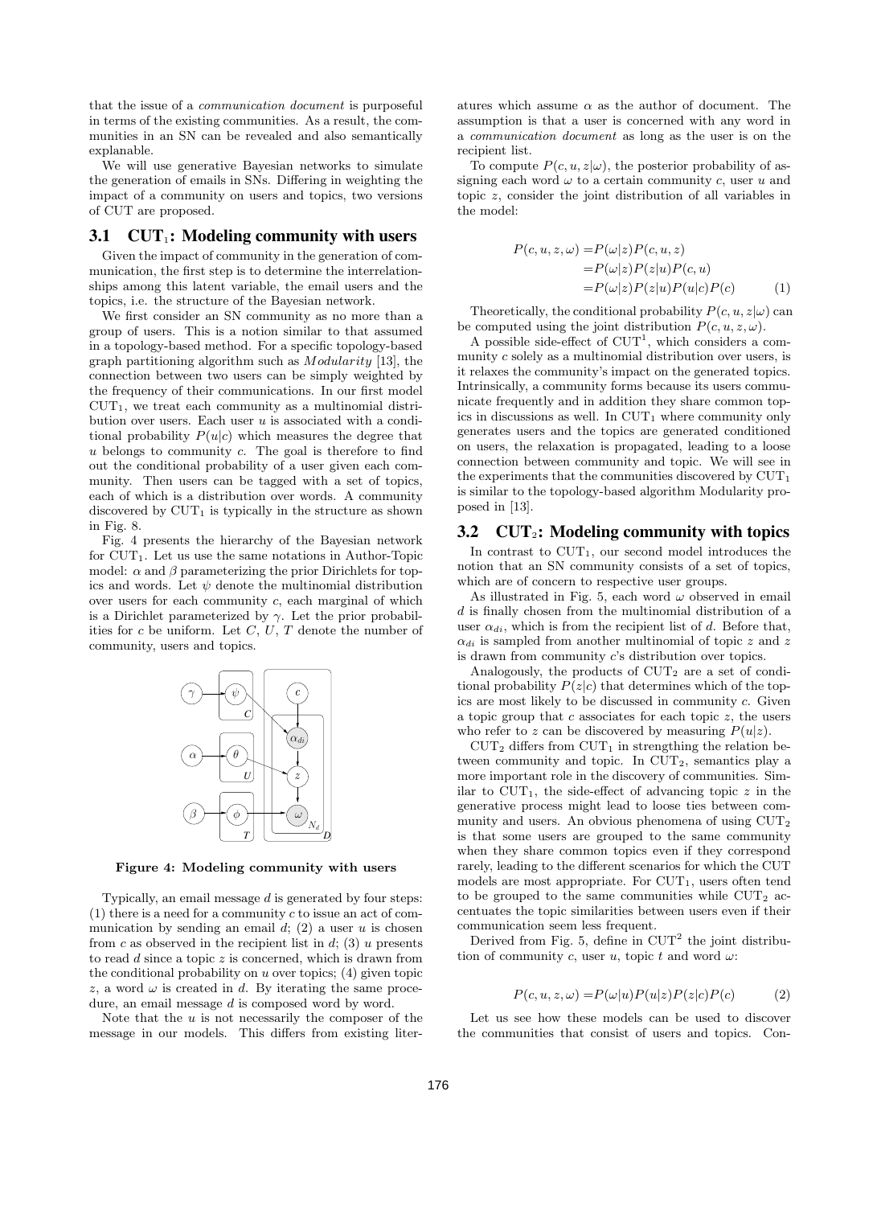that the issue of a *communication document* is purposeful in terms of the existing communities. As a result, the communities in an SN can be revealed and also semantically explanable.

We will use generative Bayesian networks to simulate the generation of emails in SNs. Differing in weighting the impact of a community on users and topics, two versions of CUT are proposed.

## 3.1 CUT$_1$: Modeling community with users

Given the impact of community in the generation of communication, the first step is to determine the interrelationships among this latent variable, the email users and the topics, i.e. the structure of the Bayesian network.

We first consider an SN community as no more than a group of users. This is a notion similar to that assumed in a topology-based method. For a specific topology-based graph partitioning algorithm such as *Modularity* [13], the connection between two users can be simply weighted by the frequency of their communications. In our first model CUT$_1$, we treat each community as a multinomial distribution over users. Each user $u$ is associated with a conditional probability $P(u|c)$ which measures the degree that $u$ belongs to community $c$. The goal is therefore to find out the conditional probability of a user given each community. Then users can be tagged with a set of topics, each of which is a distribution over words. A community discovered by CUT$_1$ is typically in the structure as shown in Fig. 8.

Fig. 4 presents the hierarchy of the Bayesian network for CUT$_1$. Let us use the same notations in Author-Topic model: $\alpha$ and $\beta$ parameterizing the prior Dirichlets for topics and words. Let $\psi$ denote the multinomial distribution over users for each community $c$, each marginal of which is a Dirichlet parameterized by $\gamma$. Let the prior probabilities for $c$ be uniform. Let $C$, $U$, $T$ denote the number of community, users and topics.

**Figure 4: Modeling community with users**

Typically, an email message $d$ is generated by four steps: (1) there is a need for a community $c$ to issue an act of communication by sending an email $d$; (2) a user $u$ is chosen from $c$ as observed in the recipient list in $d$; (3) $u$ presents to read $d$ since a topic $z$ is concerned, which is drawn from the conditional probability on $u$ over topics; (4) given topic $z$, a word $\omega$ is created in $d$. By iterating the same procedure, an email message $d$ is composed word by word.

Note that the $u$ is not necessarily the composer of the message in our models. This differs from existing literatures which assume $\alpha$ as the author of document. The assumption is that a user is concerned with any word in a *communication document* as long as the user is on the recipient list.

To compute $P(c, u, z|\omega)$, the posterior probability of assigning each word $\omega$ to a certain community $c$, user $u$ and topic $z$, consider the joint distribution of all variables in the model:

$$
\begin{aligned}
P(c, u, z, \omega) =& P(\omega|z)P(c, u, z) \\
=& P(\omega|z)P(z|u)P(c, u) \\
=& P(\omega|z)P(z|u)P(u|c)P(c)
\end{aligned} \tag{1}
$$

Theoretically, the conditional probability $P(c, u, z|\omega)$ can be computed using the joint distribution $P(c, u, z, \omega)$.

A possible side-effect of CUT[1], which considers a community $c$ solely as a multinomial distribution over users, is it relaxes the community's impact on the generated topics. Intrinsically, a community forms because its users communicate frequently and in addition they share common topics in discussions as well. In CUT$_1$ where community only generates users and the topics are generated conditioned on users, the relaxation is propagated, leading to a loose connection between community and topic. We will see in the experiments that the communities discovered by CUT$_1$ is similar to the topology-based algorithm Modularity proposed in [13].

## 3.2 CUT$_2$: Modeling community with topics

In contrast to CUT$_1$, our second model introduces the notion that an SN community consists of a set of topics, which are of concern to respective user groups.

As illustrated in Fig. 5, each word $\omega$ observed in email $d$ is finally chosen from the multinomial distribution of a user $\alpha_{di}$, which is from the recipient list of $d$. Before that, $\alpha_{di}$ is sampled from another multinomial of topic $z$ and $z$ is drawn from community $c$'s distribution over topics.

Analogously, the products of CUT$_2$ are a set of conditional probability $P(z|c)$ that determines which of the topics are most likely to be discussed in community $c$. Given a topic group that $c$ associates for each topic $z$, the users who refer to $z$ can be discovered by measuring $P(u|z)$.

CUT$_2$ differs from CUT$_1$ in strengthing the relation between community and topic. In CUT$_2$, semantics play a more important role in the discovery of communities. Similar to CUT$_1$, the side-effect of advancing topic $z$ in the generative process might lead to loose ties between community and users. An obvious phenomena of using CUT$_2$ is that some users are grouped to the same community when they share common topics even if they correspond rarely, leading to the different scenarios for which the CUT models are most appropriate. For CUT$_1$, users often tend to be grouped to the same communities while CUT$_2$ accentuates the topic similarities between users even if their communication seem less frequent.

Derived from Fig. 5, define in CUT[2] the joint distribution of community $c$, user $u$, topic $t$ and word $\omega$:

$$
P(c, u, z, \omega) = P(\omega|u)P(u|z)P(z|c)P(c) \tag{2}
$$

Let us see how these models can be used to discover the communities that consist of users and topics. Con-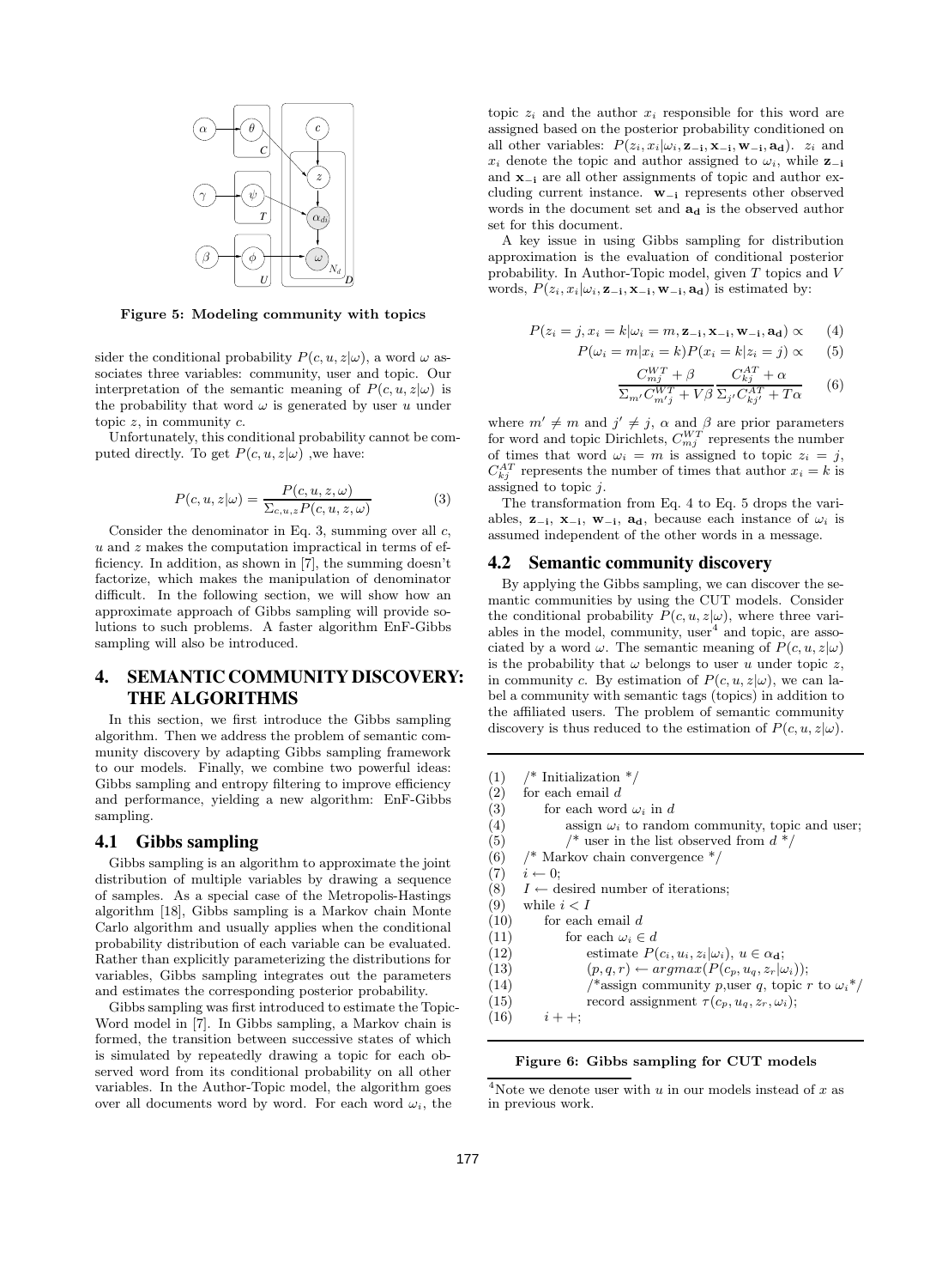Figure 5: Modeling community with topics

sider the conditional probability $P(c, u, z|\omega)$, a word $\omega$ associates three variables: community, user and topic. Our interpretation of the semantic meaning of $P(c, u, z|\omega)$ is the probability that word $\omega$ is generated by user $u$ under topic $z$, in community $c$.

Unfortunately, this conditional probability cannot be computed directly. To get $P(c, u, z|\omega)$ ,we have:

$$P(c, u, z|\omega) = \frac{P(c, u, z, \omega)}{\Sigma_{c,u,z} P(c, u, z, \omega)} \tag{3}$$

Consider the denominator in Eq. 3, summing over all $c$, $u$ and $z$ makes the computation impractical in terms of efficiency. In addition, as shown in [7], the summing doesn't factorize, which makes the manipulation of denominator difficult. In the following section, we will show how an approximate approach of Gibbs sampling will provide solutions to such problems. A faster algorithm EnF-Gibbs sampling will also be introduced.

## 4. SEMANTIC COMMUNITY DISCOVERY: THE ALGORITHMS

In this section, we first introduce the Gibbs sampling algorithm. Then we address the problem of semantic community discovery by adapting Gibbs sampling framework to our models. Finally, we combine two powerful ideas: Gibbs sampling and entropy filtering to improve efficiency and performance, yielding a new algorithm: EnF-Gibbs sampling.

### 4.1 Gibbs sampling

Gibbs sampling is an algorithm to approximate the joint distribution of multiple variables by drawing a sequence of samples. As a special case of the Metropolis-Hastings algorithm [18], Gibbs sampling is a Markov chain Monte Carlo algorithm and usually applies when the conditional probability distribution of each variable can be evaluated. Rather than explicitly parameterizing the distributions for variables, Gibbs sampling integrates out the parameters and estimates the corresponding posterior probability.

Gibbs sampling was first introduced to estimate the Topic-Word model in [7]. In Gibbs sampling, a Markov chain is formed, the transition between successive states of which is simulated by repeatedly drawing a topic for each observed word from its conditional probability on all other variables. In the Author-Topic model, the algorithm goes over all documents word by word. For each word $\omega_i$, the topic $z_i$ and the author $x_i$ responsible for this word are assigned based on the posterior probability conditioned on all other variables: $P(z_i, x_i|\omega_i, \mathbf{z_{-i}}, \mathbf{x_{-i}}, \mathbf{w_{-i}}, \mathbf{a_d})$. $z_i$ and $x_i$ denote the topic and author assigned to $\omega_i$, while $\mathbf{z_{-i}}$ and $\mathbf{x_{-i}}$ are all other assignments of topic and author excluding current instance. $\mathbf{w_{-i}}$ represents other observed words in the document set and $\mathbf{a_d}$ is the observed author set for this document.

A key issue in using Gibbs sampling for distribution approximation is the evaluation of conditional posterior probability. In Author-Topic model, given $T$ topics and $V$ words, $P(z_i, x_i|\omega_i, \mathbf{z_{-i}}, \mathbf{x_{-i}}, \mathbf{w_{-i}}, \mathbf{a_d})$ is estimated by:

$$P(z_i = j, x_i = k|\omega_i = m, \mathbf{z_{-i}}, \mathbf{x_{-i}}, \mathbf{w_{-i}}, \mathbf{a_d}) \propto \tag{4}$$

$$P(\omega_i = m|x_i = k)P(x_i = k|z_i = j) \propto \tag{5}$$

$$\frac{C^{WT}_{mj} + \beta}{\Sigma_{m'} C^{WT}_{m'j} + V\beta} \frac{C^{AT}_{kj} + \alpha}{\Sigma_{j'} C^{AT}_{kj'} + T\alpha} \tag{6}$$

where $m' \neq m$ and $j' \neq j$, $\alpha$ and $\beta$ are prior parameters for word and topic Dirichlets, $C^{WT}_{mj}$ represents the number of times that word $\omega_i = m$ is assigned to topic $z_i = j$, $C^{AT}_{kj}$ represents the number of times that author $x_i = k$ is assigned to topic $j$.

The transformation from Eq. 4 to Eq. 5 drops the variables, $\mathbf{z_{-i}}$, $\mathbf{x_{-i}}$, $\mathbf{w_{-i}}$, $\mathbf{a_d}$, because each instance of $\omega_i$ is assumed independent of the other words in a message.

### 4.2 Semantic community discovery

By applying the Gibbs sampling, we can discover the semantic communities by using the CUT models. Consider the conditional probability $P(c, u, z|\omega)$, where three variables in the model, community, user[4] and topic, are associated by a word $\omega$. The semantic meaning of $P(c, u, z|\omega)$ is the probability that $\omega$ belongs to user $u$ under topic $z$, in community $c$. By estimation of $P(c, u, z|\omega)$, we can label a community with semantic tags (topics) in addition to the affiliated users. The problem of semantic community discovery is thus reduced to the estimation of $P(c, u, z|\omega)$.

```
(1)   /* Initialization */
(2)   for each email d
(3)       for each word ω_i in d
(4)           assign ω_i to random community, topic and user;
(5)           /* user in the list observed from d */
(6)   /* Markov chain convergence */
(7)   i ← 0;
(8)   I ← desired number of iterations;
(9)   while i < I
(10)      for each email d
(11)          for each ω_i ∈ d
(12)              estimate P(c_i, u_i, z_i|ω_i), u ∈ α_d;
(13)              (p, q, r) ← argmax(P(c_p, u_q, z_r|ω_i));
(14)              /*assign community p,user q, topic r to ω_i*/
(15)              record assignment τ(c_p, u_q, z_r, ω_i);
(16)      i + +;
```

Figure 6: Gibbs sampling for CUT models

[4] Note we denote user with $u$ in our models instead of $x$ as in previous work.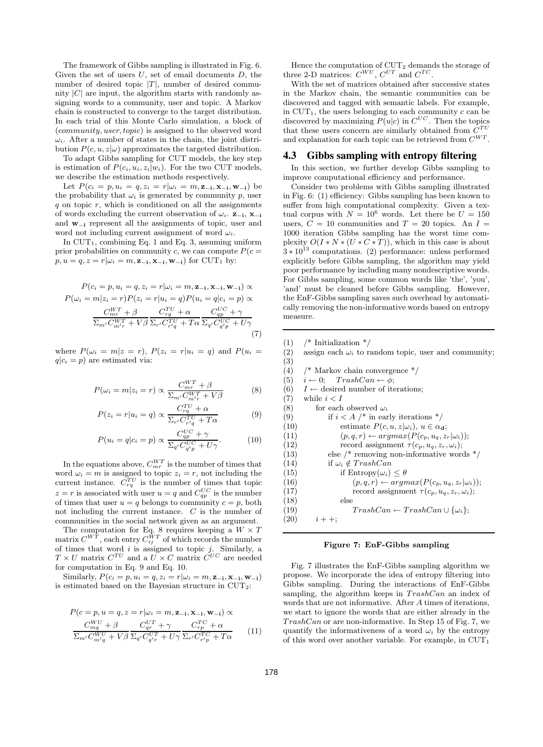The framework of Gibbs sampling is illustrated in Fig. 6. Given the set of users $U$, set of email documents $D$, the number of desired topic $|T|$, number of desired community $|C|$ are input, the algorithm starts with randomly assigning words to a community, user and topic. A Markov chain is constructed to converge to the target distribution. In each trial of this Monte Carlo simulation, a block of $(community, user, topic)$ is assigned to the observed word $\omega_i$. After a number of states in the chain, the joint distribution $P(c, u, z|\omega)$ approximates the targeted distribution.

To adapt Gibbs sampling for CUT models, the key step is estimation of $P(c_i, u_i, z_i|w_i)$. For the two CUT models, we describe the estimation methods respectively.

Let $P(c_i = p, u_i = q, z_i = r|\omega_i = m, \mathbf{z_{-i}}, \mathbf{x_{-i}}, \mathbf{w_{-i}})$ be the probability that $\omega_i$ is generated by community $p$, user $q$ on topic $r$, which is conditioned on all the assignments of words excluding the current observation of $\omega_i$. $\mathbf{z_{-i}}$, $\mathbf{x_{-i}}$ and $\mathbf{w_{-i}}$ represent all the assignments of topic, user and word not including current assignment of word $\omega_i$.

In $\text{CUT}_1$, combining Eq. 1 and Eq. 3, assuming uniform prior probabilities on community $c$, we can compute $P(c = p, u = q, z = r|\omega_i = m, \mathbf{z_{-i}}, \mathbf{x_{-i}}, \mathbf{w_{-i}})$ for $\text{CUT}_1$ by:

$$
\begin{gathered}
P(c_i = p, u_i = q, z_i = r|\omega_i = m, \mathbf{z_{-i}}, \mathbf{x_{-i}}, \mathbf{w_{-i}}) \propto \\
P(\omega_i = m|z_i = r)P(z_i = r|u_i = q)P(u_i = q|c_i = p) \propto \\
\frac{C^{WT}_{mr} + \beta}{\Sigma_{m'} C^{WT}_{m'r} + V\beta} \frac{C^{TU}_{rq} + \alpha}{\Sigma_{r'} C^{TU}_{r'q} + T\alpha} \frac{C^{UC}_{qp} + \gamma}{\Sigma_{q'} C^{UC}_{q'p} + U\gamma}
\end{gathered} \tag{7}
$$

where $P(\omega_i = m|z = r)$, $P(z_i = r|u_i = q)$ and $P(u_i = q|c_i = p)$ are estimated via:

$$
P(\omega_i = m|z_i = r) \propto \frac{C^{WT}_{mr} + \beta}{\Sigma_{m'} C^{WT}_{m'r} + V\beta} \tag{8}
$$

$$
P(z_i = r|u_i = q) \propto \frac{C^{TU}_{rq} + \alpha}{\Sigma_{r'} C^{TU}_{r'q} + T\alpha} \tag{9}
$$

$$
P(u_i = q|c_i = p) \propto \frac{C^{UC}_{qp} + \gamma}{\Sigma_{q'} C^{UC}_{q'p} + U\gamma}. \tag{10}
$$

In the equations above, $C^{WT}_{mr}$ is the number of times that word $\omega_i = m$ is assigned to topic $z_i = r$, not including the current instance. $C^{TU}_{rq}$ is the number of times that topic $z = r$ is associated with user $u = q$ and $C^{UC}_{qp}$ is the number of times that user $u = q$ belongs to community $c = p$, both not including the current instance. $C$ is the number of communities in the social network given as an argument.

The computation for Eq. 8 requires keeping a $W \times T$ matrix $C^{WT}$, each entry $C^{WT}_{ij}$ of which records the number of times that word $i$ is assigned to topic $j$. Similarly, a $T \times U$ matrix $C^{TU}$ and a $U \times C$ matrix $C^{UC}$ are needed for computation in Eq. 9 and Eq. 10.

Similarly, $P(c_i = p, u_i = q, z_i = r|\omega_i = m, \mathbf{z_{-i}}, \mathbf{x_{-i}}, \mathbf{w_{-i}})$ is estimated based on the Bayesian structure in $\text{CUT}_2$:

$$
\begin{gathered}
P(c = p, u = q, z = r|\omega_i = m, \mathbf{z_{-i}}, \mathbf{x_{-i}}, \mathbf{w_{-i}}) \propto \\
\frac{C^{WU}_{mq} + \beta}{\Sigma_{m'} C^{WU}_{m'q} + V\beta} \frac{C^{UT}_{qr} + \gamma}{\Sigma_{q'} C^{UT}_{q'r} + U\gamma} \frac{C^{TC}_{rp} + \alpha}{\Sigma_{r'} C^{TC}_{r'p} + T\alpha}
\end{gathered} \tag{11}
$$

Hence the computation of $\text{CUT}_2$ demands the storage of three 2-D matrices: $C^{WU}$, $C^{UT}$ and $C^{TC}$.

With the set of matrices obtained after successive states in the Markov chain, the semantic communities can be discovered and tagged with semantic labels. For example, in $\text{CUT}_1$, the users belonging to each community $c$ can be discovered by maximizing $P(u|c)$ in $C^{UC}$. Then the topics that these users concern are similarly obtained from $C^{TU}$ and explanation for each topic can be retrieved from $C^{WT}$.

## 4.3 Gibbs sampling with entropy filtering

In this section, we further develop Gibbs sampling to improve computational efficiency and performance.

Consider two problems with Gibbs sampling illustrated in Fig. 6: (1) efficiency: Gibbs sampling has been known to suffer from high computational complexity. Given a textual corpus with $N = 10^6$ words. Let there be $U = 150$ users, $C = 10$ communities and $T = 20$ topics. An $I = 1000$ iteration Gibbs sampling has the worst time complexity $O(I * N * (U * C * T))$, which in this case is about $3 * 10^{13}$ computations. (2) performance: unless performed explicitly before Gibbs sampling, the algorithm may yield poor performance by including many nondescriptive words. For Gibbs sampling, some common words like 'the', 'you', 'and' must be cleaned before Gibbs sampling. However, the EnF-Gibbs sampling saves such overhead by automatically removing the non-informative words based on entropy measure.

```
(1)   /* Initialization */
(2)   assign each ω_i to random topic, user and community;
(3)
(4)   /* Markov chain convergence */
(5)   i ← 0;    TrashCan ← φ;
(6)   I ← desired number of iterations;
(7)   while i < I
(8)       for each observed ω_i
(9)           if i < A /* in early iterations */
(10)              estimate P(c, u, z|ω_i), u ∈ α_d;
(11)              (p, q, r) ← argmax(P(c_p, u_q, z_r|ω_i));
(12)              record assignment τ(c_p, u_q, z_r, ω_i);
(13)          else /* removing non-informative words */
(14)          if ω_i ∉ TrashCan
(15)              if Entropy(ω_i) ≤ θ
(16)                  (p, q, r) ← argmax(P(c_p, u_q, z_r|ω_i));
(17)                  record assignment τ(c_p, u_q, z_r, ω_i);
(18)              else
(19)                  TrashCan ← TrashCan ∪ {ω_i};
(20)      i + +;
```

**Figure 7: EnF-Gibbs sampling**

Fig. 7 illustrates the EnF-Gibbs sampling algorithm we propose. We incorporate the idea of entropy filtering into Gibbs sampling. During the interactions of EnF-Gibbs sampling, the algorithm keeps in $TrashCan$ an index of words that are not informative. After $A$ times of iterations, we start to ignore the words that are either already in the $TrashCan$ or are non-informative. In Step 15 of Fig. 7, we quantify the informativeness of a word $\omega_i$ by the entropy of this word over another variable. For example, in $\text{CUT}_1$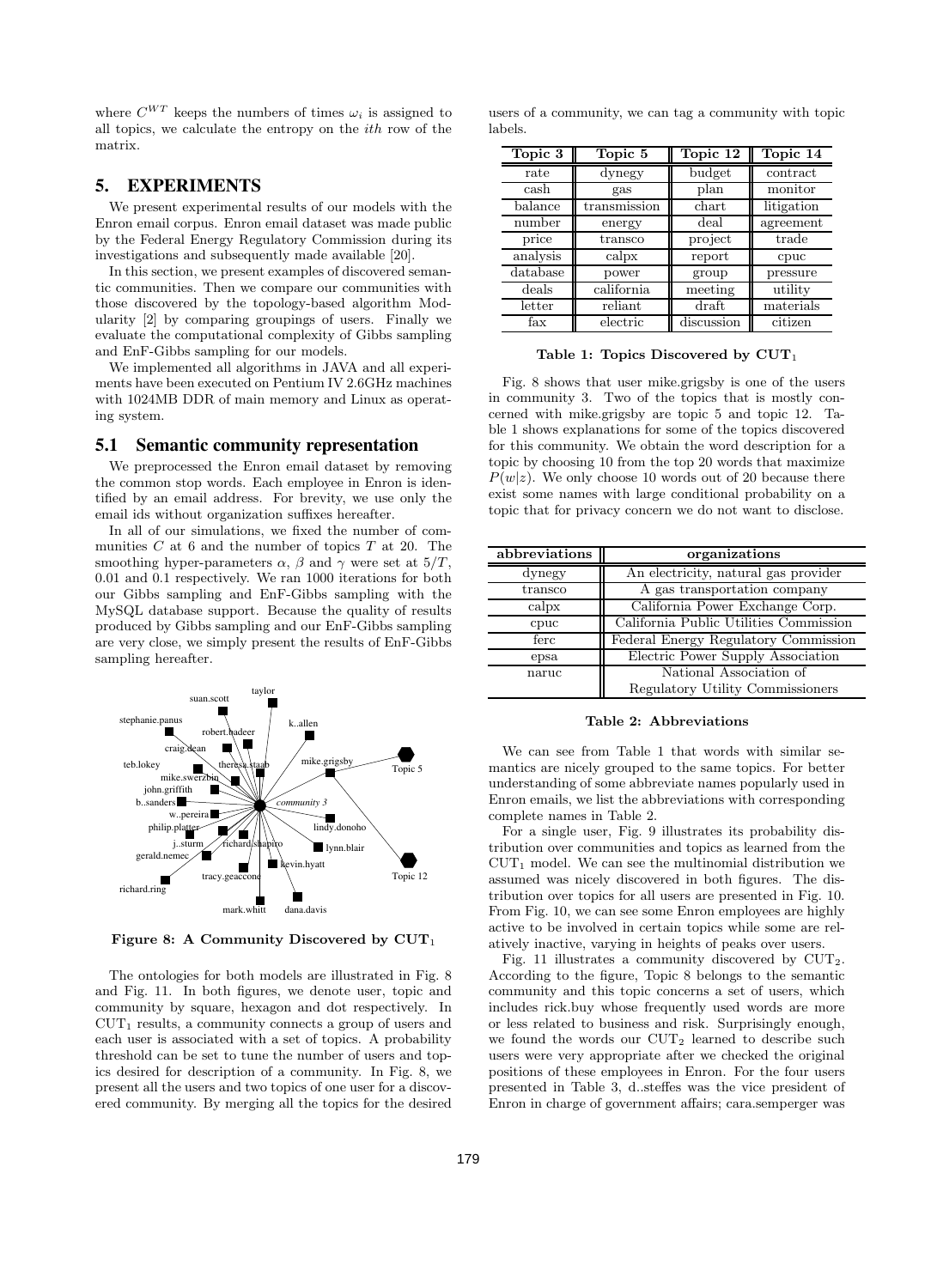where $C^{WT}$ keeps the numbers of times $\omega_i$ is assigned to all topics, we calculate the entropy on the $ith$ row of the matrix.

# 5. EXPERIMENTS

We present experimental results of our models with the Enron email corpus. Enron email dataset was made public by the Federal Energy Regulatory Commission during its investigations and subsequently made available [20].

In this section, we present examples of discovered semantic communities. Then we compare our communities with those discovered by the topology-based algorithm Modularity [2] by comparing groupings of users. Finally we evaluate the computational complexity of Gibbs sampling and EnF-Gibbs sampling for our models.

We implemented all algorithms in JAVA and all experiments have been executed on Pentium IV 2.6GHz machines with 1024MB DDR of main memory and Linux as operating system.

## 5.1 Semantic community representation

We preprocessed the Enron email dataset by removing the common stop words. Each employee in Enron is identified by an email address. For brevity, we use only the email ids without organization suffixes hereafter.

In all of our simulations, we fixed the number of communities $C$ at 6 and the number of topics $T$ at 20. The smoothing hyper-parameters $\alpha$, $\beta$ and $\gamma$ were set at $5/T$, 0.01 and 0.1 respectively. We ran 1000 iterations for both our Gibbs sampling and EnF-Gibbs sampling with the MySQL database support. Because the quality of results produced by Gibbs sampling and our EnF-Gibbs sampling are very close, we simply present the results of EnF-Gibbs sampling hereafter.

**Figure 8: A Community Discovered by $\text{CUT}_1$**

The ontologies for both models are illustrated in Fig. 8 and Fig. 11. In both figures, we denote user, topic and community by square, hexagon and dot respectively. In $\text{CUT}_1$ results, a community connects a group of users and each user is associated with a set of topics. A probability threshold can be set to tune the number of users and topics desired for description of a community. In Fig. 8, we present all the users and two topics of one user for a discovered community. By merging all the topics for the desired users of a community, we can tag a community with topic labels.

| Topic 3 | Topic 5 | Topic 12 | Topic 14 |
|---|---|---|---|
| rate | dynegy | budget | contract |
| cash | gas | plan | monitor |
| balance | transmission | chart | litigation |
| number | energy | deal | agreement |
| price | transco | project | trade |
| analysis | calpx | report | cpuc |
| database | power | group | pressure |
| deals | california | meeting | utility |
| letter | reliant | draft | materials |
| fax | electric | discussion | citizen |

**Table 1: Topics Discovered by $\text{CUT}_1$**

Fig. 8 shows that user mike.grigsby is one of the users in community 3. Two of the topics that is mostly concerned with mike.grigsby are topic 5 and topic 12. Table 1 shows explanations for some of the topics discovered for this community. We obtain the word description for a topic by choosing 10 from the top 20 words that maximize $P(w|z)$. We only choose 10 words out of 20 because there exist some names with large conditional probability on a topic that for privacy concern we do not want to disclose.

| abbreviations | organizations |
|---|---|
| dynegy | An electricity, natural gas provider |
| transco | A gas transportation company |
| calpx | California Power Exchange Corp. |
| cpuc | California Public Utilities Commission |
| ferc | Federal Energy Regulatory Commission |
| epsa | Electric Power Supply Association |
| naruc | National Association of Regulatory Utility Commissioners |

**Table 2: Abbreviations**

We can see from Table 1 that words with similar semantics are nicely grouped to the same topics. For better understanding of some abbreviate names popularly used in Enron emails, we list the abbreviations with corresponding complete names in Table 2.

For a single user, Fig. 9 illustrates its probability distribution over communities and topics as learned from the $\text{CUT}_1$ model. We can see the multinomial distribution we assumed was nicely discovered in both figures. The distribution over topics for all users are presented in Fig. 10. From Fig. 10, we can see some Enron employees are highly active to be involved in certain topics while some are relatively inactive, varying in heights of peaks over users.

Fig. 11 illustrates a community discovered by $\text{CUT}_2$. According to the figure, Topic 8 belongs to the semantic community and this topic concerns a set of users, which includes rick.buy whose frequently used words are more or less related to business and risk. Surprisingly enough, we found the words our $\text{CUT}_2$ learned to describe such users were very appropriate after we checked the original positions of these employees in Enron. For the four users presented in Table 3, d..steffes was the vice president of Enron in charge of government affairs; cara.semperger was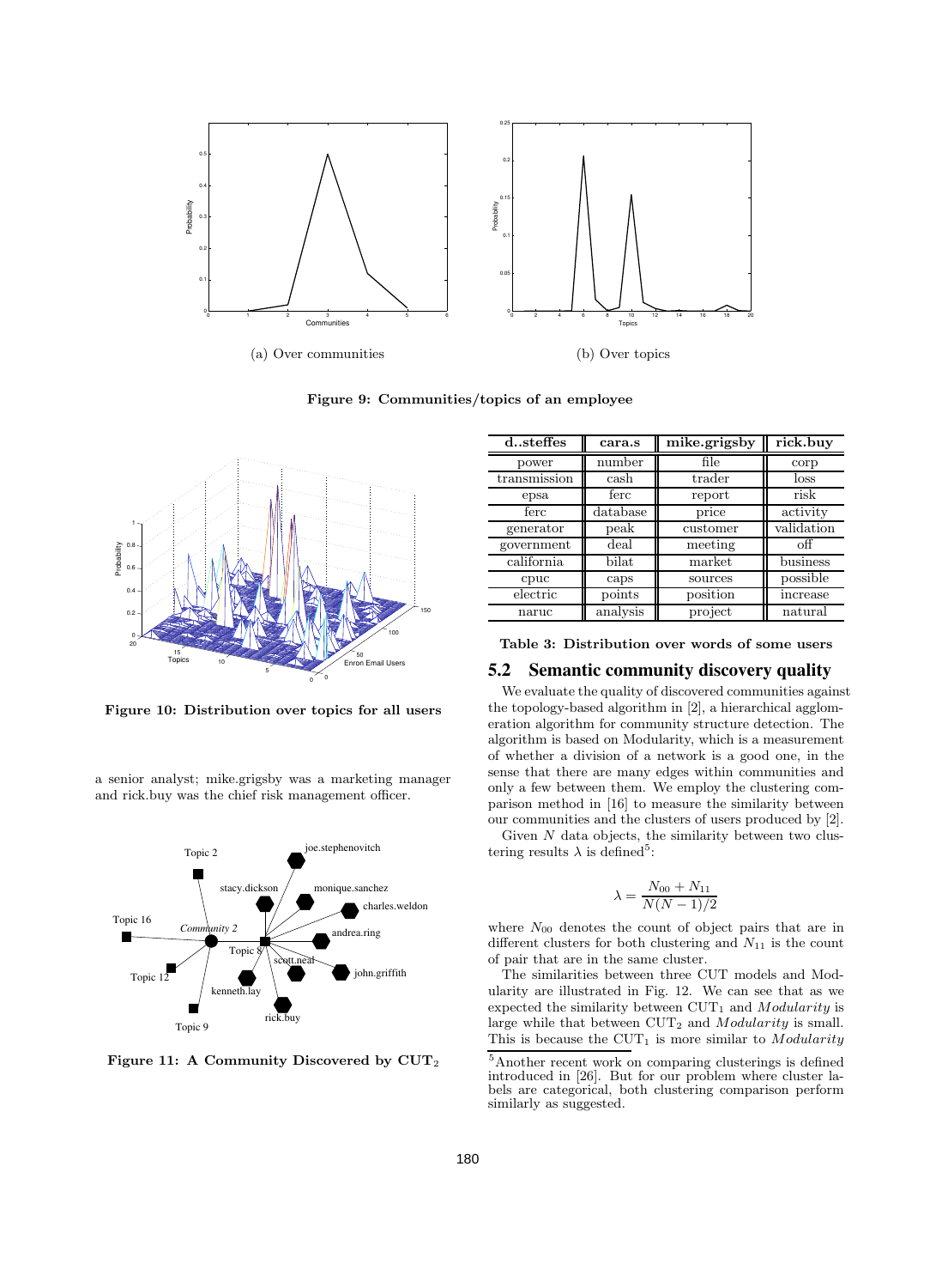(a) Over communities

(b) Over topics

**Figure 9: Communities/topics of an employee**

**Figure 10: Distribution over topics for all users**

a senior analyst; mike.grigsby was a marketing manager and rick.buy was the chief risk management officer.

**Figure 11: A Community Discovered by $\mathrm{CUT}_2$**

| d..steffes | cara.s | mike.grigsby | rick.buy |
|---|---|---|---|
| power | number | file | corp |
| transmission | cash | trader | loss |
| epsa | ferc | report | risk |
| ferc | database | price | activity |
| generator | peak | customer | validation |
| government | deal | meeting | off |
| california | bilat | market | business |
| cpuc | caps | sources | possible |
| electric | points | position | increase |
| naruc | analysis | project | natural |

**Table 3: Distribution over words of some users**

## 5.2 Semantic community discovery quality

We evaluate the quality of discovered communities against the topology-based algorithm in [2], a hierarchical agglomeration algorithm for community structure detection. The algorithm is based on Modularity, which is a measurement of whether a division of a network is a good one, in the sense that there are many edges within communities and only a few between them. We employ the clustering comparison method in [16] to measure the similarity between our communities and the clusters of users produced by [2].

Given $N$ data objects, the similarity between two clustering results $\lambda$ is defined[5]:

$$\lambda = \frac{N_{00} + N_{11}}{N(N-1)/2}$$

where $N_{00}$ denotes the count of object pairs that are in different clusters for both clustering and $N_{11}$ is the count of pair that are in the same cluster.

The similarities between three CUT models and Modularity are illustrated in Fig. 12. We can see that as we expected the similarity between $\mathrm{CUT}_1$ and *Modularity* is large while that between $\mathrm{CUT}_2$ and *Modularity* is small. This is because the $\mathrm{CUT}_1$ is more similar to *Modularity*

[5] Another recent work on comparing clusterings is defined introduced in [26]. But for our problem where cluster labels are categorical, both clustering comparison perform similarly as suggested.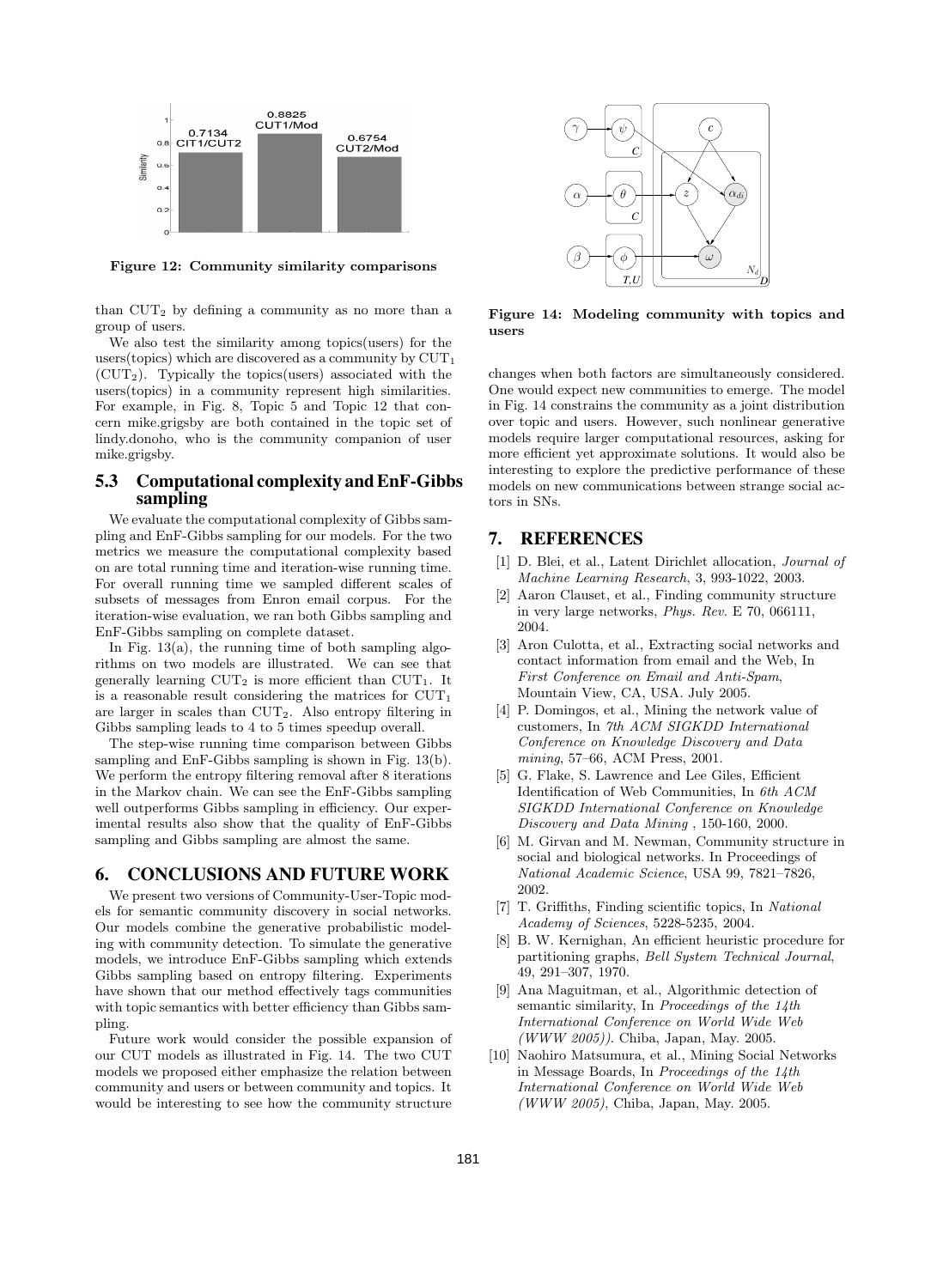Figure 12: Community similarity comparisons

than $CUT_2$ by defining a community as no more than a group of users.

We also test the similarity among topics(users) for the users(topics) which are discovered as a community by $CUT_1$ ($CUT_2$). Typically the topics(users) associated with the users(topics) in a community represent high similarities. For example, in Fig. 8, Topic 5 and Topic 12 that concern mike.grigsby are both contained in the topic set of lindy.donoho, who is the community companion of user mike.grigsby.

## 5.3 Computational complexity and EnF-Gibbs sampling

We evaluate the computational complexity of Gibbs sampling and EnF-Gibbs sampling for our models. For the two metrics we measure the computational complexity based on are total running time and iteration-wise running time. For overall running time we sampled different scales of subsets of messages from Enron email corpus. For the iteration-wise evaluation, we ran both Gibbs sampling and EnF-Gibbs sampling on complete dataset.

In Fig. 13(a), the running time of both sampling algorithms on two models are illustrated. We can see that generally learning $CUT_2$ is more efficient than $CUT_1$. It is a reasonable result considering the matrices for $CUT_1$ are larger in scales than $CUT_2$. Also entropy filtering in Gibbs sampling leads to 4 to 5 times speedup overall.

The step-wise running time comparison between Gibbs sampling and EnF-Gibbs sampling is shown in Fig. 13(b). We perform the entropy filtering removal after 8 iterations in the Markov chain. We can see the EnF-Gibbs sampling well outperforms Gibbs sampling in efficiency. Our experimental results also show that the quality of EnF-Gibbs sampling and Gibbs sampling are almost the same.

# 6. CONCLUSIONS AND FUTURE WORK

We present two versions of Community-User-Topic models for semantic community discovery in social networks. Our models combine the generative probabilistic modeling with community detection. To simulate the generative models, we introduce EnF-Gibbs sampling which extends Gibbs sampling based on entropy filtering. Experiments have shown that our method effectively tags communities with topic semantics with better efficiency than Gibbs sampling.

Future work would consider the possible expansion of our CUT models as illustrated in Fig. 14. The two CUT models we proposed either emphasize the relation between community and users or between community and topics. It would be interesting to see how the community structure changes when both factors are simultaneously considered. One would expect new communities to emerge. The model in Fig. 14 constrains the community as a joint distribution over topic and users. However, such nonlinear generative models require larger computational resources, asking for more efficient yet approximate solutions. It would also be interesting to explore the predictive performance of these models on new communications between strange social actors in SNs.

Figure 14: Modeling community with topics and users

# 7. REFERENCES

1. D. Blei, et al., Latent Dirichlet allocation, *Journal of Machine Learning Research*, 3, 993-1022, 2003.
2. Aaron Clauset, et al., Finding community structure in very large networks, *Phys. Rev.* E 70, 066111, 2004.
3. Aron Culotta, et al., Extracting social networks and contact information from email and the Web, In *First Conference on Email and Anti-Spam*, Mountain View, CA, USA. July 2005.
4. P. Domingos, et al., Mining the network value of customers, In *7th ACM SIGKDD International Conference on Knowledge Discovery and Data mining*, 57–66, ACM Press, 2001.
5. G. Flake, S. Lawrence and Lee Giles, Efficient Identification of Web Communities, In *6th ACM SIGKDD International Conference on Knowledge Discovery and Data Mining* , 150-160, 2000.
6. M. Girvan and M. Newman, Community structure in social and biological networks. In Proceedings of *National Academic Science*, USA 99, 7821–7826, 2002.
7. T. Griffiths, Finding scientific topics, In *National Academy of Sciences*, 5228-5235, 2004.
8. B. W. Kernighan, An efficient heuristic procedure for partitioning graphs, *Bell System Technical Journal*, 49, 291–307, 1970.
9. Ana Maguitman, et al., Algorithmic detection of semantic similarity, In *Proceedings of the 14th International Conference on World Wide Web (WWW 2005))*. Chiba, Japan, May. 2005.
10. Naohiro Matsumura, et al., Mining Social Networks in Message Boards, In *Proceedings of the 14th International Conference on World Wide Web (WWW 2005)*, Chiba, Japan, May. 2005.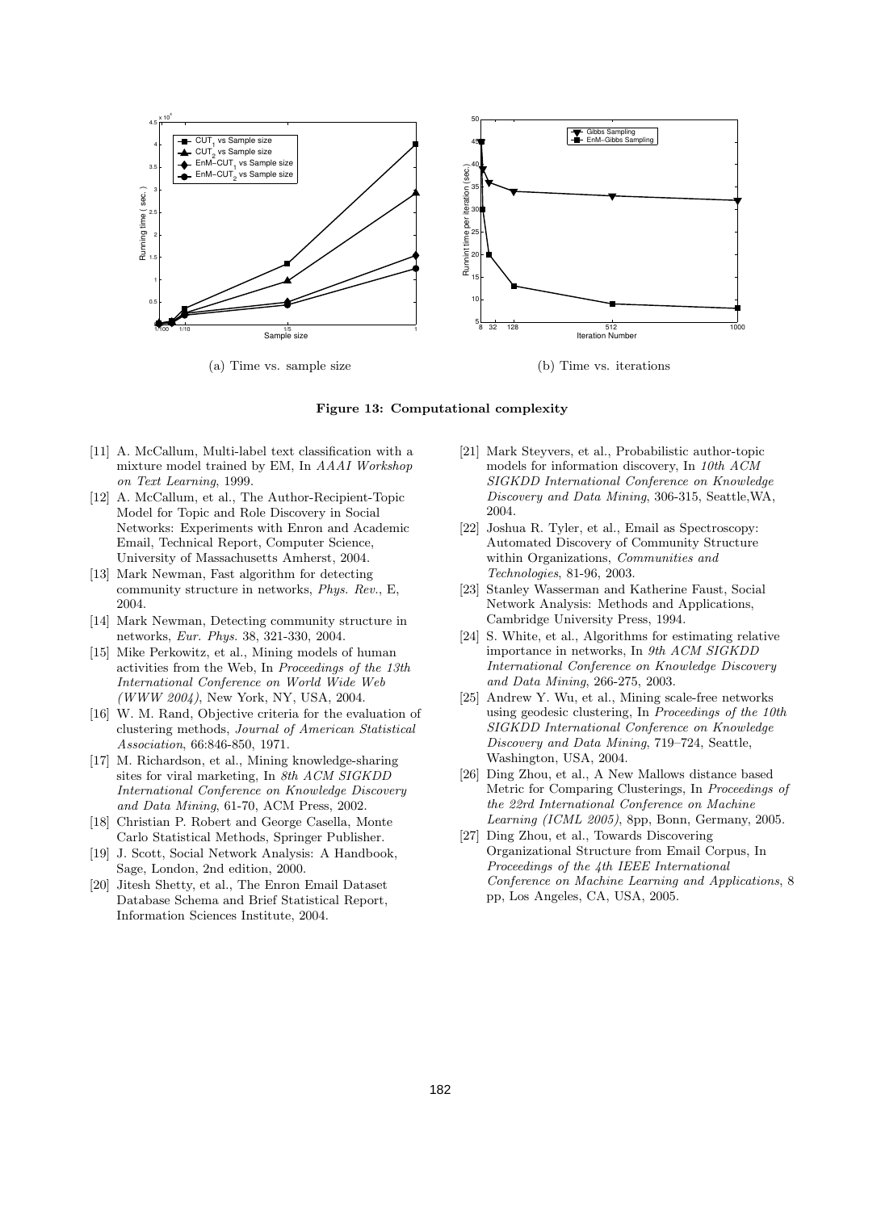x $10^4$

4.5

4

3.5

3

2.5

2

1.5

1

0.5

0

Running time ( sec. )

$CUT_1$ vs Sample size

$CUT_2$ vs Sample size

EnM–$CUT_1$ vs Sample size

EnM–$CUT_2$ vs Sample size

1/100 1/10 1/5 1

Sample size

(a) Time vs. sample size

50

45

40

35

30

25

20

15

10

5

Runnint time per iteration (sec.)

Gibbs Sampling

EnM–Gibbs Sampling

8 32 128 512 1000

Iteration Number

(b) Time vs. iterations

**Figure 13: Computational complexity**

[11] A. McCallum, Multi-label text classification with a mixture model trained by EM, In *AAAI Workshop on Text Learning*, 1999.

[12] A. McCallum, et al., The Author-Recipient-Topic Model for Topic and Role Discovery in Social Networks: Experiments with Enron and Academic Email, Technical Report, Computer Science, University of Massachusetts Amherst, 2004.

[13] Mark Newman, Fast algorithm for detecting community structure in networks, *Phys. Rev.*, E, 2004.

[14] Mark Newman, Detecting community structure in networks, *Eur. Phys.* 38, 321-330, 2004.

[15] Mike Perkowitz, et al., Mining models of human activities from the Web, In *Proceedings of the 13th International Conference on World Wide Web (WWW 2004)*, New York, NY, USA, 2004.

[16] W. M. Rand, Objective criteria for the evaluation of clustering methods, *Journal of American Statistical Association*, 66:846-850, 1971.

[17] M. Richardson, et al., Mining knowledge-sharing sites for viral marketing, In *8th ACM SIGKDD International Conference on Knowledge Discovery and Data Mining*, 61-70, ACM Press, 2002.

[18] Christian P. Robert and George Casella, Monte Carlo Statistical Methods, Springer Publisher.

[19] J. Scott, Social Network Analysis: A Handbook, Sage, London, 2nd edition, 2000.

[20] Jitesh Shetty, et al., The Enron Email Dataset Database Schema and Brief Statistical Report, Information Sciences Institute, 2004.

[21] Mark Steyvers, et al., Probabilistic author-topic models for information discovery, In *10th ACM SIGKDD International Conference on Knowledge Discovery and Data Mining*, 306-315, Seattle,WA, 2004.

[22] Joshua R. Tyler, et al., Email as Spectroscopy: Automated Discovery of Community Structure within Organizations, *Communities and Technologies*, 81-96, 2003.

[23] Stanley Wasserman and Katherine Faust, Social Network Analysis: Methods and Applications, Cambridge University Press, 1994.

[24] S. White, et al., Algorithms for estimating relative importance in networks, In *9th ACM SIGKDD International Conference on Knowledge Discovery and Data Mining*, 266-275, 2003.

[25] Andrew Y. Wu, et al., Mining scale-free networks using geodesic clustering, In *Proceedings of the 10th SIGKDD International Conference on Knowledge Discovery and Data Mining*, 719–724, Seattle, Washington, USA, 2004.

[26] Ding Zhou, et al., A New Mallows distance based Metric for Comparing Clusterings, In *Proceedings of the 22rd International Conference on Machine Learning (ICML 2005)*, 8pp, Bonn, Germany, 2005.

[27] Ding Zhou, et al., Towards Discovering Organizational Structure from Email Corpus, In *Proceedings of the 4th IEEE International Conference on Machine Learning and Applications*, 8 pp, Los Angeles, CA, USA, 2005.